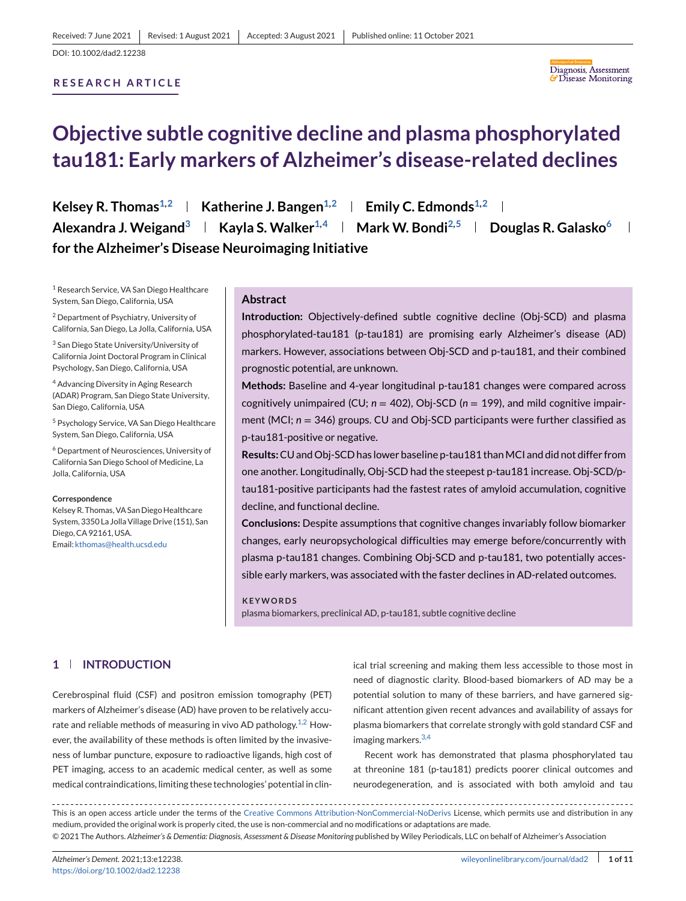Received: 7 June 2021 | Revised: 1 August 2021 | Accepted: 3 August 2021 | Published online: 11 October 2021

DOI: 10.1002/dad2.12238

**RESEARCH ARTICLE**

# Objective subtle cognitive decline and plasma phosphorylated tau181: Early markers of Alzheimer's disease-related declines

**Kelsey R. Thomas[1,2] | Katherine J. Bangen[1,2] | Emily C. Edmonds[1,2] | Alexandra J. Weigand[3] | Kayla S. Walker[1,4] | Mark W. Bondi[2,5] | Douglas R. Galasko[6] | for the Alzheimer's Disease Neuroimaging Initiative**

[1] Research Service, VA San Diego Healthcare System, San Diego, California, USA

[2] Department of Psychiatry, University of California, San Diego, La Jolla, California, USA

[3] San Diego State University/University of California Joint Doctoral Program in Clinical Psychology, San Diego, California, USA

[4] Advancing Diversity in Aging Research (ADAR) Program, San Diego State University, San Diego, California, USA

[5] Psychology Service, VA San Diego Healthcare System, San Diego, California, USA

[6] Department of Neurosciences, University of California San Diego School of Medicine, La Jolla, California, USA

**Correspondence**

Kelsey R. Thomas, VA San Diego Healthcare System, 3350 La Jolla Village Drive (151), San Diego, CA 92161, USA.
Email: kthomas@health.ucsd.edu

## Abstract

**Introduction:** Objectively-defined subtle cognitive decline (Obj-SCD) and plasma phosphorylated-tau181 (p-tau181) are promising early Alzheimer's disease (AD) markers. However, associations between Obj-SCD and p-tau181, and their combined prognostic potential, are unknown.

**Methods:** Baseline and 4-year longitudinal p-tau181 changes were compared across cognitively unimpaired (CU; $n = 402$), Obj-SCD ($n = 199$), and mild cognitive impairment (MCI; $n = 346$) groups. CU and Obj-SCD participants were further classified as p-tau181-positive or negative.

**Results:** CU and Obj-SCD has lower baseline p-tau181 than MCI and did not differ from one another. Longitudinally, Obj-SCD had the steepest p-tau181 increase. Obj-SCD/p-tau181-positive participants had the fastest rates of amyloid accumulation, cognitive decline, and functional decline.

**Conclusions:** Despite assumptions that cognitive changes invariably follow biomarker changes, early neuropsychological difficulties may emerge before/concurrently with plasma p-tau181 changes. Combining Obj-SCD and p-tau181, two potentially accessible early markers, was associated with the faster declines in AD-related outcomes.

**KEYWORDS**

plasma biomarkers, preclinical AD, p-tau181, subtle cognitive decline

## 1 | INTRODUCTION

Cerebrospinal fluid (CSF) and positron emission tomography (PET) markers of Alzheimer's disease (AD) have proven to be relatively accurate and reliable methods of measuring in vivo AD pathology.[1,2] However, the availability of these methods is often limited by the invasiveness of lumbar puncture, exposure to radioactive ligands, high cost of PET imaging, access to an academic medical center, as well as some medical contraindications, limiting these technologies' potential in clinical trial screening and making them less accessible to those most in need of diagnostic clarity. Blood-based biomarkers of AD may be a potential solution to many of these barriers, and have garnered significant attention given recent advances and availability of assays for plasma biomarkers that correlate strongly with gold standard CSF and imaging markers.[3,4]

Recent work has demonstrated that plasma phosphorylated tau at threonine 181 (p-tau181) predicts poorer clinical outcomes and neurodegeneration, and is associated with both amyloid and tau

This is an open access article under the terms of the Creative Commons Attribution-NonCommercial-NoDerivs License, which permits use and distribution in any medium, provided the original work is properly cited, the use is non-commercial and no modifications or adaptations are made.
© 2021 The Authors. *Alzheimer's & Dementia: Diagnosis, Assessment & Disease Monitoring* published by Wiley Periodicals, LLC on behalf of Alzheimer's Association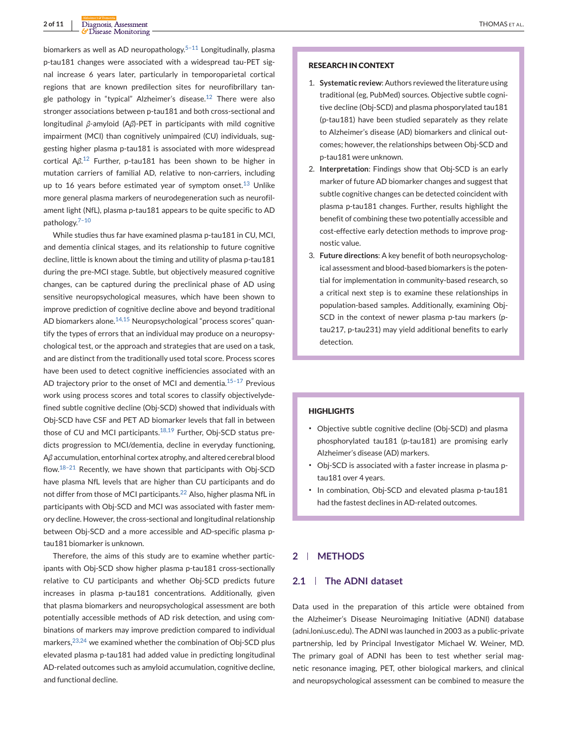biomarkers as well as AD neuropathology.[5–11] Longitudinally, plasma p-tau181 changes were associated with a widespread tau-PET signal increase 6 years later, particularly in temporoparietal cortical regions that are known predilection sites for neurofibrillary tangle pathology in "typical" Alzheimer's disease.[12] There were also stronger associations between p-tau181 and both cross-sectional and longitudinal $\beta$-amyloid (A$\beta$)-PET in participants with mild cognitive impairment (MCI) than cognitively unimpaired (CU) individuals, suggesting higher plasma p-tau181 is associated with more widespread cortical A$\beta$.[12] Further, p-tau181 has been shown to be higher in mutation carriers of familial AD, relative to non-carriers, including up to 16 years before estimated year of symptom onset.[13] Unlike more general plasma markers of neurodegeneration such as neurofilament light (NfL), plasma p-tau181 appears to be quite specific to AD pathology.[7–10]

While studies thus far have examined plasma p-tau181 in CU, MCI, and dementia clinical stages, and its relationship to future cognitive decline, little is known about the timing and utility of plasma p-tau181 during the pre-MCI stage. Subtle, but objectively measured cognitive changes, can be captured during the preclinical phase of AD using sensitive neuropsychological measures, which have been shown to improve prediction of cognitive decline above and beyond traditional AD biomarkers alone.[14,15] Neuropsychological "process scores" quantify the types of errors that an individual may produce on a neuropsychological test, or the approach and strategies that are used on a task, and are distinct from the traditionally used total score. Process scores have been used to detect cognitive inefficiencies associated with an AD trajectory prior to the onset of MCI and dementia.[15–17] Previous work using process scores and total scores to classify objectivelydefined subtle cognitive decline (Obj-SCD) showed that individuals with Obj-SCD have CSF and PET AD biomarker levels that fall in between those of CU and MCI participants.[18,19] Further, Obj-SCD status predicts progression to MCI/dementia, decline in everyday functioning, A$\beta$ accumulation, entorhinal cortex atrophy, and altered cerebral blood flow.[18–21] Recently, we have shown that participants with Obj-SCD have plasma NfL levels that are higher than CU participants and do not differ from those of MCI participants.[22] Also, higher plasma NfL in participants with Obj-SCD and MCI was associated with faster memory decline. However, the cross-sectional and longitudinal relationship between Obj-SCD and a more accessible and AD-specific plasma p-tau181 biomarker is unknown.

Therefore, the aims of this study are to examine whether participants with Obj-SCD show higher plasma p-tau181 cross-sectionally relative to CU participants and whether Obj-SCD predicts future increases in plasma p-tau181 concentrations. Additionally, given that plasma biomarkers and neuropsychological assessment are both potentially accessible methods of AD risk detection, and using combinations of markers may improve prediction compared to individual markers,[23,24] we examined whether the combination of Obj-SCD plus elevated plasma p-tau181 had added value in predicting longitudinal AD-related outcomes such as amyloid accumulation, cognitive decline, and functional decline.

**RESEARCH IN CONTEXT**

1. **Systematic review**: Authors reviewed the literature using traditional (eg, PubMed) sources. Objective subtle cognitive decline (Obj-SCD) and plasma phosporylated tau181 (p-tau181) have been studied separately as they relate to Alzheimer's disease (AD) biomarkers and clinical outcomes; however, the relationships between Obj-SCD and p-tau181 were unknown.
2. **Interpretation**: Findings show that Obj-SCD is an early marker of future AD biomarker changes and suggest that subtle cognitive changes can be detected coincident with plasma p-tau181 changes. Further, results highlight the benefit of combining these two potentially accessible and cost-effective early detection methods to improve prognostic value.
3. **Future directions**: A key benefit of both neuropsychological assessment and blood-based biomarkers is the potential for implementation in community-based research, so a critical next step is to examine these relationships in population-based samples. Additionally, examining Obj-SCD in the context of newer plasma p-tau markers (p-tau217, p-tau231) may yield additional benefits to early detection.

**HIGHLIGHTS**

- Objective subtle cognitive decline (Obj-SCD) and plasma phosphorylated tau181 (p-tau181) are promising early Alzheimer's disease (AD) markers.
- Obj-SCD is associated with a faster increase in plasma p-tau181 over 4 years.
- In combination, Obj-SCD and elevated plasma p-tau181 had the fastest declines in AD-related outcomes.

## 2 | METHODS

### 2.1 | The ADNI dataset

Data used in the preparation of this article were obtained from the Alzheimer's Disease Neuroimaging Initiative (ADNI) database (adni.loni.usc.edu). The ADNI was launched in 2003 as a public-private partnership, led by Principal Investigator Michael W. Weiner, MD. The primary goal of ADNI has been to test whether serial magnetic resonance imaging, PET, other biological markers, and clinical and neuropsychological assessment can be combined to measure the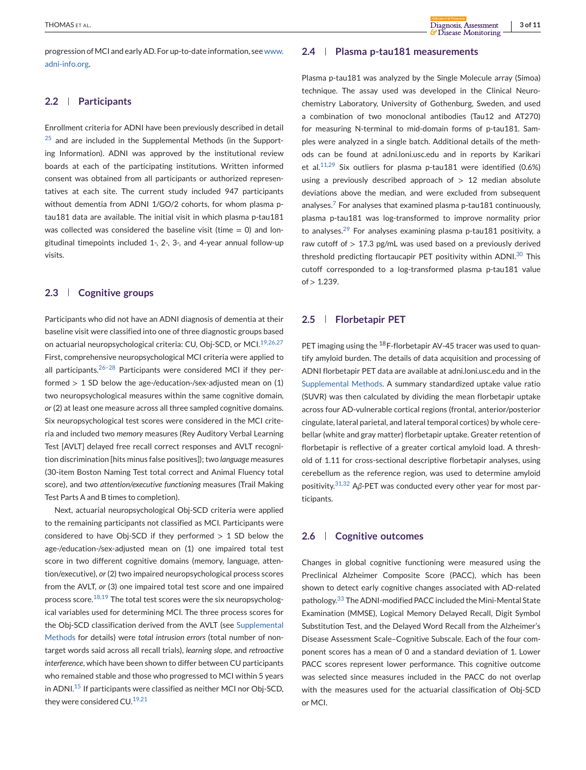progression of MCI and early AD. For up-to-date information, see www.adni-info.org.

### 2.2 | Participants

Enrollment criteria for ADNI have been previously described in detail [25] and are included in the Supplemental Methods (in the Supporting Information). ADNI was approved by the institutional review boards at each of the participating institutions. Written informed consent was obtained from all participants or authorized representatives at each site. The current study included 947 participants without dementia from ADNI 1/GO/2 cohorts, for whom plasma p-tau181 data are available. The initial visit in which plasma p-tau181 was collected was considered the baseline visit (time = 0) and longitudinal timepoints included 1-, 2-, 3-, and 4-year annual follow-up visits.

### 2.3 | Cognitive groups

Participants who did not have an ADNI diagnosis of dementia at their baseline visit were classified into one of three diagnostic groups based on actuarial neuropsychological criteria: CU, Obj-SCD, or MCI.[19,26,27] First, comprehensive neuropsychological MCI criteria were applied to all participants.[26–28] Participants were considered MCI if they performed > 1 SD below the age-/education-/sex-adjusted mean on (1) two neuropsychological measures within the same cognitive domain, *or* (2) at least one measure across all three sampled cognitive domains. Six neuropsychological test scores were considered in the MCI criteria and included two *memory* measures (Rey Auditory Verbal Learning Test [AVLT] delayed free recall correct responses and AVLT recognition discrimination [hits minus false positives]); two *language* measures (30-item Boston Naming Test total correct and Animal Fluency total score), and two *attention/executive functioning* measures (Trail Making Test Parts A and B times to completion).

Next, actuarial neuropsychological Obj-SCD criteria were applied to the remaining participants not classified as MCI. Participants were considered to have Obj-SCD if they performed > 1 SD below the age-/education-/sex-adjusted mean on (1) one impaired total test score in two different cognitive domains (memory, language, attention/executive), *or* (2) two impaired neuropsychological process scores from the AVLT, *or* (3) one impaired total test score and one impaired process score.[18,19] The total test scores were the six neuropsychological variables used for determining MCI. The three process scores for the Obj-SCD classification derived from the AVLT (see Supplemental Methods for details) were *total intrusion errors* (total number of non-target words said across all recall trials), *learning slope*, and *retroactive interference*, which have been shown to differ between CU participants who remained stable and those who progressed to MCI within 5 years in ADNI.[15] If participants were classified as neither MCI nor Obj-SCD, they were considered CU.[19,21]

### 2.4 | Plasma p-tau181 measurements

Plasma p-tau181 was analyzed by the Single Molecule array (Simoa) technique. The assay used was developed in the Clinical Neurochemistry Laboratory, University of Gothenburg, Sweden, and used a combination of two monoclonal antibodies (Tau12 and AT270) for measuring N-terminal to mid-domain forms of p-tau181. Samples were analyzed in a single batch. Additional details of the methods can be found at adni.loni.usc.edu and in reports by Karikari et al.[11,29] Six outliers for plasma p-tau181 were identified (0.6%) using a previously described approach of > 12 median absolute deviations above the median, and were excluded from subsequent analyses.[7] For analyses that examined plasma p-tau181 continuously, plasma p-tau181 was log-transformed to improve normality prior to analyses.[29] For analyses examining plasma p-tau181 positivity, a raw cutoff of > 17.3 pg/mL was used based on a previously derived threshold predicting flortaucapir PET positivity within ADNI.[30] This cutoff corresponded to a log-transformed plasma p-tau181 value of > 1.239.

### 2.5 | Florbetapir PET

PET imaging using the $^{18}$F-florbetapir AV-45 tracer was used to quantify amyloid burden. The details of data acquisition and processing of ADNI florbetapir PET data are available at adni.loni.usc.edu and in the Supplemental Methods. A summary standardized uptake value ratio (SUVR) was then calculated by dividing the mean florbetapir uptake across four AD-vulnerable cortical regions (frontal, anterior/posterior cingulate, lateral parietal, and lateral temporal cortices) by whole cerebellar (white and gray matter) florbetapir uptake. Greater retention of florbetapir is reflective of a greater cortical amyloid load. A threshold of 1.11 for cross-sectional descriptive florbetapir analyses, using cerebellum as the reference region, was used to determine amyloid positivity.[31,32] A$\beta$-PET was conducted every other year for most participants.

### 2.6 | Cognitive outcomes

Changes in global cognitive functioning were measured using the Preclinical Alzheimer Composite Score (PACC), which has been shown to detect early cognitive changes associated with AD-related pathology.[33] The ADNI-modified PACC included the Mini-Mental State Examination (MMSE), Logical Memory Delayed Recall, Digit Symbol Substitution Test, and the Delayed Word Recall from the Alzheimer's Disease Assessment Scale–Cognitive Subscale. Each of the four component scores has a mean of 0 and a standard deviation of 1. Lower PACC scores represent lower performance. This cognitive outcome was selected since measures included in the PACC do not overlap with the measures used for the actuarial classification of Obj-SCD or MCI.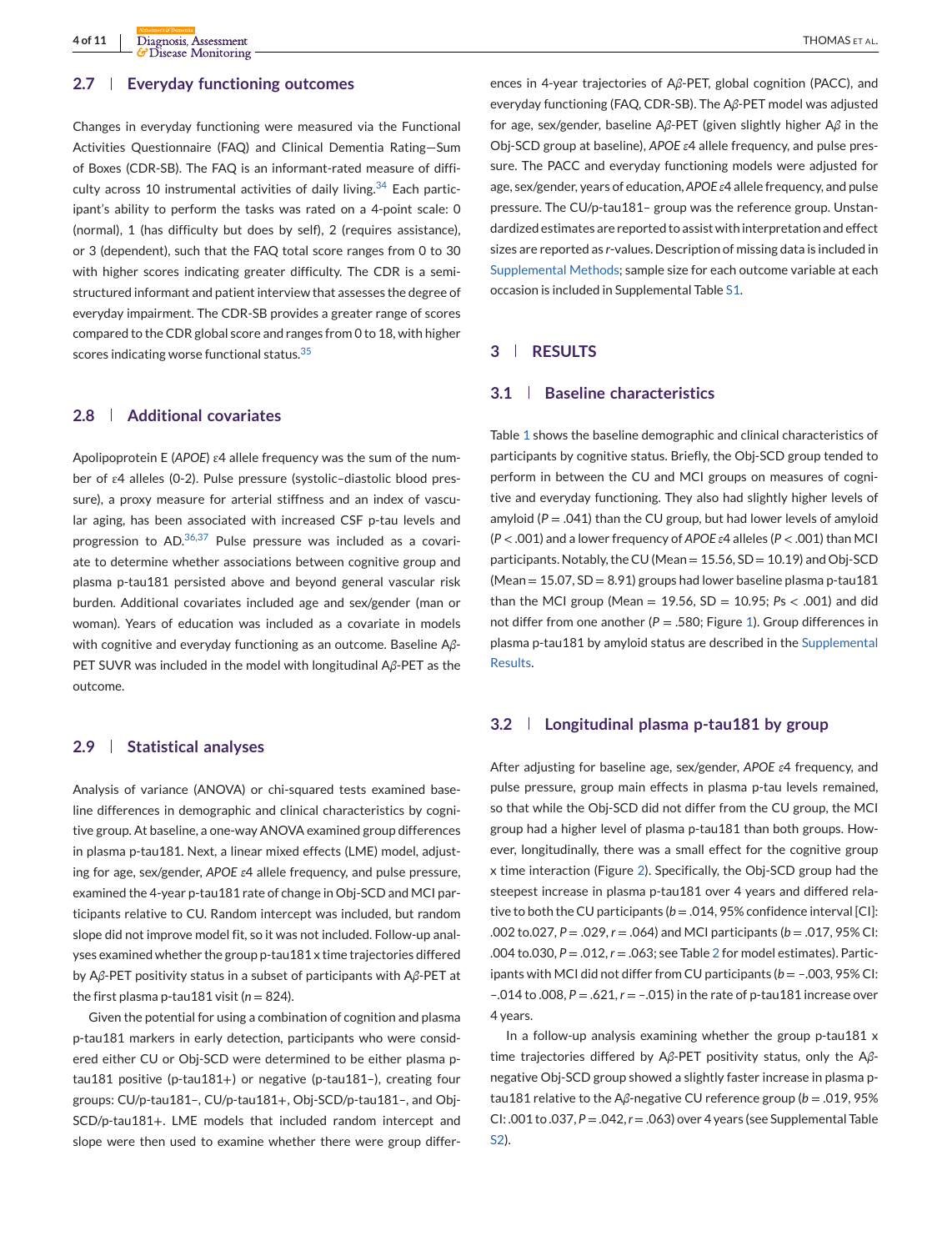## 2.7 | Everyday functioning outcomes

Changes in everyday functioning were measured via the Functional Activities Questionnaire (FAQ) and Clinical Dementia Rating—Sum of Boxes (CDR-SB). The FAQ is an informant-rated measure of difficulty across 10 instrumental activities of daily living.[34] Each participant's ability to perform the tasks was rated on a 4-point scale: 0 (normal), 1 (has difficulty but does by self), 2 (requires assistance), or 3 (dependent), such that the FAQ total score ranges from 0 to 30 with higher scores indicating greater difficulty. The CDR is a semi-structured informant and patient interview that assesses the degree of everyday impairment. The CDR-SB provides a greater range of scores compared to the CDR global score and ranges from 0 to 18, with higher scores indicating worse functional status.[35]

## 2.8 | Additional covariates

Apolipoprotein E (*APOE*) ε4 allele frequency was the sum of the number of ε4 alleles (0-2). Pulse pressure (systolic–diastolic blood pressure), a proxy measure for arterial stiffness and an index of vascular aging, has been associated with increased CSF p-tau levels and progression to AD.[36,37] Pulse pressure was included as a covariate to determine whether associations between cognitive group and plasma p-tau181 persisted above and beyond general vascular risk burden. Additional covariates included age and sex/gender (man or woman). Years of education was included as a covariate in models with cognitive and everyday functioning as an outcome. Baseline Aβ-PET SUVR was included in the model with longitudinal Aβ-PET as the outcome.

## 2.9 | Statistical analyses

Analysis of variance (ANOVA) or chi-squared tests examined baseline differences in demographic and clinical characteristics by cognitive group. At baseline, a one-way ANOVA examined group differences in plasma p-tau181. Next, a linear mixed effects (LME) model, adjusting for age, sex/gender, *APOE* ε4 allele frequency, and pulse pressure, examined the 4-year p-tau181 rate of change in Obj-SCD and MCI participants relative to CU. Random intercept was included, but random slope did not improve model fit, so it was not included. Follow-up analyses examined whether the group p-tau181 x time trajectories differed by Aβ-PET positivity status in a subset of participants with Aβ-PET at the first plasma p-tau181 visit ($n = 824$).

Given the potential for using a combination of cognition and plasma p-tau181 markers in early detection, participants who were considered either CU or Obj-SCD were determined to be either plasma p-tau181 positive (p-tau181+) or negative (p-tau181–), creating four groups: CU/p-tau181–, CU/p-tau181+, Obj-SCD/p-tau181–, and Obj-SCD/p-tau181+. LME models that included random intercept and slope were then used to examine whether there were group differences in 4-year trajectories of Aβ-PET, global cognition (PACC), and everyday functioning (FAQ, CDR-SB). The Aβ-PET model was adjusted for age, sex/gender, baseline Aβ-PET (given slightly higher Aβ in the Obj-SCD group at baseline), *APOE* ε4 allele frequency, and pulse pressure. The PACC and everyday functioning models were adjusted for age, sex/gender, years of education, *APOE* ε4 allele frequency, and pulse pressure. The CU/p-tau181– group was the reference group. Unstandardized estimates are reported to assist with interpretation and effect sizes are reported as *r*-values. Description of missing data is included in Supplemental Methods; sample size for each outcome variable at each occasion is included in Supplemental Table S1.

# 3 | RESULTS

## 3.1 | Baseline characteristics

Table 1 shows the baseline demographic and clinical characteristics of participants by cognitive status. Briefly, the Obj-SCD group tended to perform in between the CU and MCI groups on measures of cognitive and everyday functioning. They also had slightly higher levels of amyloid ($P = .041$) than the CU group, but had lower levels of amyloid ($P < .001$) and a lower frequency of *APOE* ε4 alleles ($P < .001$) than MCI participants. Notably, the CU (Mean = 15.56, SD = 10.19) and Obj-SCD (Mean = 15.07, SD = 8.91) groups had lower baseline plasma p-tau181 than the MCI group (Mean = 19.56, SD = 10.95; $Ps < .001$) and did not differ from one another ($P = .580$; Figure 1). Group differences in plasma p-tau181 by amyloid status are described in the Supplemental Results.

## 3.2 | Longitudinal plasma p-tau181 by group

After adjusting for baseline age, sex/gender, *APOE* ε4 frequency, and pulse pressure, group main effects in plasma p-tau levels remained, so that while the Obj-SCD did not differ from the CU group, the MCI group had a higher level of plasma p-tau181 than both groups. However, longitudinally, there was a small effect for the cognitive group x time interaction (Figure 2). Specifically, the Obj-SCD group had the steepest increase in plasma p-tau181 over 4 years and differed relative to both the CU participants ($b = .014$, 95% confidence interval [CI]: .002 to.027, $P = .029$, $r = .064$) and MCI participants ($b = .017$, 95% CI: .004 to.030, $P = .012$, $r = .063$; see Table 2 for model estimates). Participants with MCI did not differ from CU participants ($b = -.003$, 95% CI: –.014 to .008, $P = .621$, $r = -.015$) in the rate of p-tau181 increase over 4 years.

In a follow-up analysis examining whether the group p-tau181 x time trajectories differed by Aβ-PET positivity status, only the Aβ-negative Obj-SCD group showed a slightly faster increase in plasma p-tau181 relative to the Aβ-negative CU reference group ($b = .019$, 95% CI: .001 to .037, $P = .042$, $r = .063$) over 4 years (see Supplemental Table S2).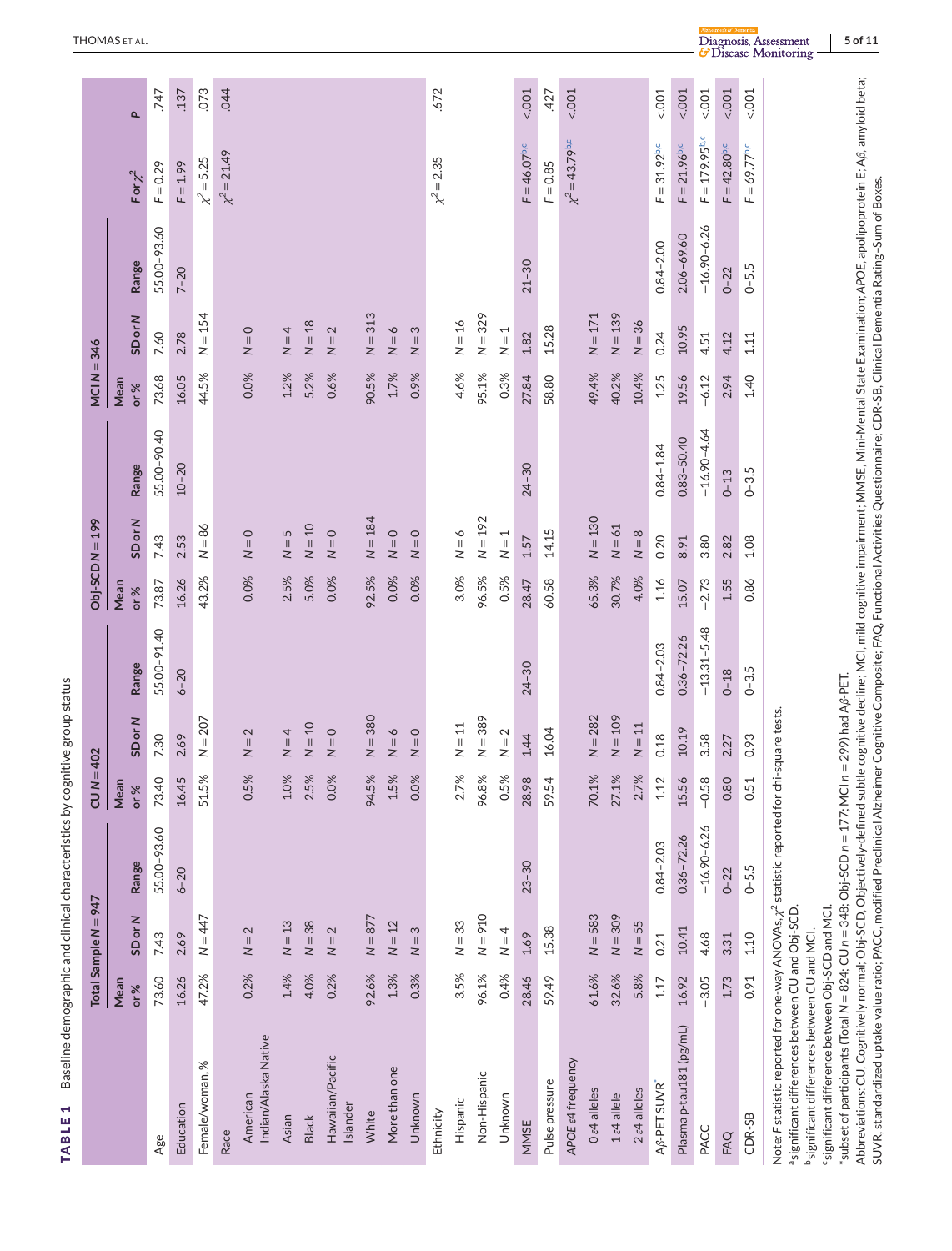**TABLE 1** Baseline demographic and clinical characteristics by cognitive group status

| | Total Sample N = 947 | | | CU N = 402 | | | Obj-SCD N = 199 | | | MCI N = 346 | | | F or $\chi^2$ | P |
|---|---|---|---|---|---|---|---|---|---|---|---|---|---|---|
| | Mean or % | SD or N | Range | Mean or % | SD or N | Range | Mean or % | SD or N | Range | Mean or % | SD or N | Range | | |
| Age | 73.60 | 7.43 | 55.00–93.60 | 73.40 | 7.30 | 55.00–91.40 | 73.87 | 7.43 | 55.00–90.40 | 73.68 | 7.60 | 55.00–93.60 | $F = 0.29$ | .747 |
| Education | 16.26 | 2.69 | 6–20 | 16.45 | 2.69 | 6–20 | 16.26 | 2.53 | 10–20 | 16.05 | 2.78 | 7–20 | $F = 1.99$ | .137 |
| Female/woman, % | 47.2% | N = 447 | | 51.5% | N = 207 | | 43.2% | N = 86 | | 44.5% | N = 154 | | $\chi^2 = 5.25$ | .073 |
| Race | | | | | | | | | | | | | $\chi^2 = 21.49$ | .044 |
| American Indian/Alaska Native | 0.2% | N = 2 | | 0.5% | N = 2 | | 0.0% | N = 0 | | 0.0% | N = 0 | | | |
| Asian | 1.4% | N = 13 | | 1.0% | N = 4 | | 2.5% | N = 5 | | 1.2% | N = 4 | | | |
| Black | 4.0% | N = 38 | | 2.5% | N = 10 | | 5.0% | N = 10 | | 5.2% | N = 18 | | | |
| Hawaiian/Pacific Islander | 0.2% | N = 2 | | 0.0% | N = 0 | | 0.0% | N = 0 | | 0.6% | N = 2 | | | |
| White | 92.6% | N = 877 | | 94.5% | N = 380 | | 92.5% | N = 184 | | 90.5% | N = 313 | | | |
| More than one | 1.3% | N = 12 | | 1.5% | N = 6 | | 0.0% | N = 0 | | 1.7% | N = 6 | | | |
| Unknown | 0.3% | N = 3 | | 0.0% | N = 0 | | 0.0% | N = 0 | | 0.9% | N = 3 | | | |
| Ethnicity | | | | | | | | | | | | | $\chi^2 = 2.35$ | .672 |
| Hispanic | 3.5% | N = 33 | | 2.7% | N = 11 | | 3.0% | N = 6 | | 4.6% | N = 16 | | | |
| Non-Hispanic | 96.1% | N = 910 | | 96.8% | N = 389 | | 96.5% | N = 192 | | 95.1% | N = 329 | | | |
| Unknown | 0.4% | N = 4 | | 0.5% | N = 2 | | 0.5% | N = 1 | | 0.3% | N = 1 | | | |
| MMSE | 28.46 | 1.69 | 23–30 | 28.98 | 1.44 | 24–30 | 28.47 | 1.57 | 24–30 | 27.84 | 1.82 | 21–30 | $F = 46.07$[b,c] | <.001 |
| Pulse pressure | 59.49 | 15.38 | | 59.54 | 16.04 | | 60.58 | 14.15 | | 58.80 | 15.28 | | $F = 0.85$ | .427 |
| APOE ε4 frequency | | | | | | | | | | | | | $\chi^2 = 43.79$[b,c] | <.001 |
| 0 ε4 alleles | 61.6% | N = 583 | | 70.1% | N = 282 | | 65.3% | N = 130 | | 49.4% | N = 171 | | | |
| 1 ε4 allele | 32.6% | N = 309 | | 27.1% | N = 109 | | 30.7% | N = 61 | | 40.2% | N = 139 | | | |
| 2 ε4 alleles | 5.8% | N = 55 | | 2.7% | N = 11 | | 4.0% | N = 8 | | 10.4% | N = 36 | | | |
| Aβ-PET SUVR* | 1.17 | 0.21 | 0.84–2.03 | 1.12 | 0.18 | 0.84–2.03 | 1.16 | 0.20 | 0.84–1.84 | 1.25 | 0.24 | 0.84–2.00 | $F = 31.92$[b,c] | <.001 |
| Plasma p-tau181 (pg/mL) | 16.92 | 10.41 | 0.36–72.26 | 15.56 | 10.19 | 0.36–72.26 | 15.07 | 8.91 | 0.83–50.40 | 19.56 | 10.95 | 2.06–69.60 | $F = 21.96$[b,c] | <.001 |
| PACC | −3.05 | 4.68 | −16.90–6.26 | −0.58 | 3.58 | −13.31–5.48 | −2.73 | 3.80 | −16.90–4.64 | −6.12 | 4.51 | −16.90–6.26 | $F = 179.95$[b,c] | <.001 |
| FAQ | 1.73 | 3.31 | 0–22 | 0.80 | 2.27 | 0–18 | 1.55 | 2.82 | 0–13 | 2.94 | 4.12 | 0–22 | $F = 42.80$[b,c] | <.001 |
| CDR-SB | 0.91 | 1.10 | 0–5.5 | 0.51 | 0.93 | 0–3.5 | 0.86 | 1.08 | 0–3.5 | 1.40 | 1.11 | 0–5.5 | $F = 69.77$[b,c] | <.001 |

Note: F statistic reported for one-way ANOVAs, $\chi^2$ statistic reported for chi-square tests.
[a]significant differences between CU and Obj-SCD.
[b]significant differences between CU and MCI.
[c]significant difference between Obj-SCD and MCI.
*subset of participants (Total N = 824; CU n = 348; Obj-SCD n = 177; MCI n = 299) had Aβ-PET.
Abbreviations: CU, Cognitively normal; Obj-SCD, Objectively-defined subtle cognitive decline; MCI, mild cognitive impairment; MMSE, Mini-Mental State Examination; APOE, apolipoprotein E; Aβ, amyloid beta; SUVR, standardized uptake value ratio; PACC, modified Preclinical Alzheimer Cognitive Composite; FAQ, Functional Activities Questionnaire; CDR-SB, Clinical Dementia Rating–Sum of Boxes.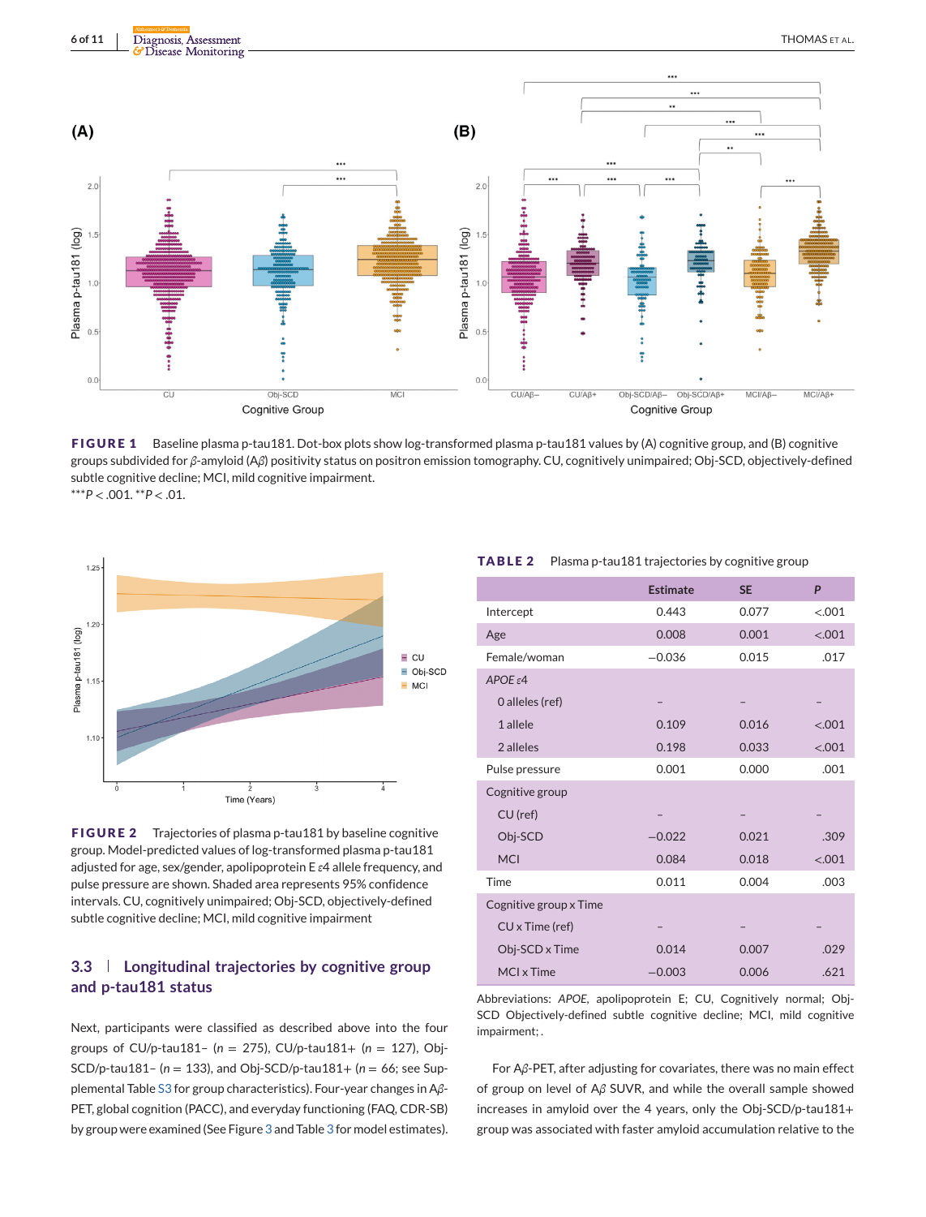**FIGURE 1** Baseline plasma p-tau181. Dot-box plots show log-transformed plasma p-tau181 values by (A) cognitive group, and (B) cognitive groups subdivided for β-amyloid (Aβ) positivity status on positron emission tomography. CU, cognitively unimpaired; Obj-SCD, objectively-defined subtle cognitive decline; MCI, mild cognitive impairment.
***$P < .001$. **$P < .01$.

**FIGURE 2** Trajectories of plasma p-tau181 by baseline cognitive group. Model-predicted values of log-transformed plasma p-tau181 adjusted for age, sex/gender, apolipoprotein E ε4 allele frequency, and pulse pressure are shown. Shaded area represents 95% confidence intervals. CU, cognitively unimpaired; Obj-SCD, objectively-defined subtle cognitive decline; MCI, mild cognitive impairment

**TABLE 2** Plasma p-tau181 trajectories by cognitive group

| | Estimate | SE | *P* |
|---|---|---|---|
| Intercept | 0.443 | 0.077 | <.001 |
| Age | 0.008 | 0.001 | <.001 |
| Female/woman | −0.036 | 0.015 | .017 |
| *APOE* ε4 | | | |
| 0 alleles (ref) | – | – | – |
| 1 allele | 0.109 | 0.016 | <.001 |
| 2 alleles | 0.198 | 0.033 | <.001 |
| Pulse pressure | 0.001 | 0.000 | .001 |
| Cognitive group | | | |
| CU (ref) | – | – | – |
| Obj-SCD | −0.022 | 0.021 | .309 |
| MCI | 0.084 | 0.018 | <.001 |
| Time | 0.011 | 0.004 | .003 |
| Cognitive group x Time | | | |
| CU x Time (ref) | – | – | – |
| Obj-SCD x Time | 0.014 | 0.007 | .029 |
| MCI x Time | −0.003 | 0.006 | .621 |

Abbreviations: *APOE*, apolipoprotein E; CU, Cognitively normal; Obj-SCD Objectively-defined subtle cognitive decline; MCI, mild cognitive impairment; .

## 3.3 | Longitudinal trajectories by cognitive group and p-tau181 status

Next, participants were classified as described above into the four groups of CU/p-tau181− ($n = 275$), CU/p-tau181+ ($n = 127$), Obj-SCD/p-tau181− ($n = 133$), and Obj-SCD/p-tau181+ ($n = 66$; see Supplemental Table S3 for group characteristics). Four-year changes in Aβ-PET, global cognition (PACC), and everyday functioning (FAQ, CDR-SB) by group were examined (See Figure 3 and Table 3 for model estimates).

For Aβ-PET, after adjusting for covariates, there was no main effect of group on level of Aβ SUVR, and while the overall sample showed increases in amyloid over the 4 years, only the Obj-SCD/p-tau181+ group was associated with faster amyloid accumulation relative to the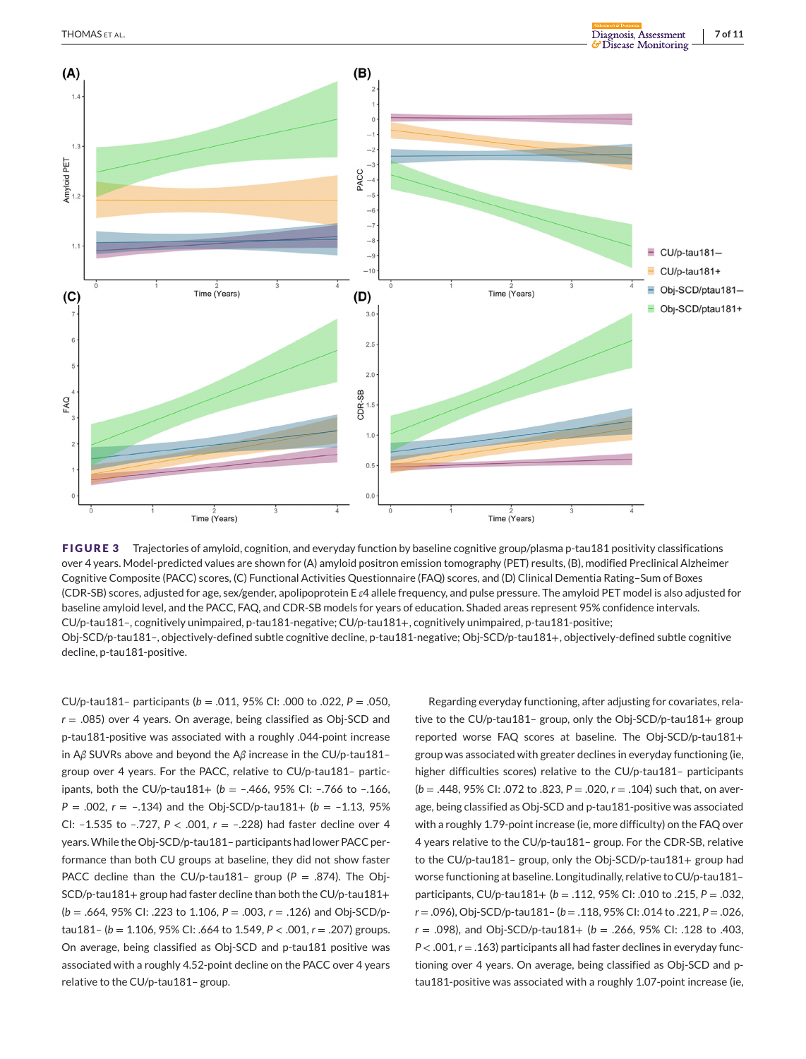**FIGURE 3** Trajectories of amyloid, cognition, and everyday function by baseline cognitive group/plasma p-tau181 positivity classifications over 4 years. Model-predicted values are shown for (A) amyloid positron emission tomography (PET) results, (B), modified Preclinical Alzheimer Cognitive Composite (PACC) scores, (C) Functional Activities Questionnaire (FAQ) scores, and (D) Clinical Dementia Rating–Sum of Boxes (CDR-SB) scores, adjusted for age, sex/gender, apolipoprotein E $\varepsilon$4 allele frequency, and pulse pressure. The amyloid PET model is also adjusted for baseline amyloid level, and the PACC, FAQ, and CDR-SB models for years of education. Shaded areas represent 95% confidence intervals. CU/p-tau181–, cognitively unimpaired, p-tau181-negative; CU/p-tau181+, cognitively unimpaired, p-tau181-positive; Obj-SCD/p-tau181–, objectively-defined subtle cognitive decline, p-tau181-negative; Obj-SCD/p-tau181+, objectively-defined subtle cognitive decline, p-tau181-positive.

CU/p-tau181– participants ($b$ = .011, 95% CI: .000 to .022, $P$ = .050, $r$ = .085) over 4 years. On average, being classified as Obj-SCD and p-tau181-positive was associated with a roughly .044-point increase in A$\beta$ SUVRs above and beyond the A$\beta$ increase in the CU/p-tau181– group over 4 years. For the PACC, relative to CU/p-tau181– participants, both the CU/p-tau181+ ($b$ = –.466, 95% CI: –.766 to –.166, $P$ = .002, $r$ = –.134) and the Obj-SCD/p-tau181+ ($b$ = –1.13, 95% CI: –1.535 to –.727, $P$ < .001, $r$ = –.228) had faster decline over 4 years. While the Obj-SCD/p-tau181– participants had lower PACC performance than both CU groups at baseline, they did not show faster PACC decline than the CU/p-tau181– group ($P$ = .874). The Obj-SCD/p-tau181+ group had faster decline than both the CU/p-tau181+ ($b$ = .664, 95% CI: .223 to 1.106, $P$ = .003, $r$ = .126) and Obj-SCD/p-tau181– ($b$ = 1.106, 95% CI: .664 to 1.549, $P$ < .001, $r$ = .207) groups. On average, being classified as Obj-SCD and p-tau181 positive was associated with a roughly 4.52-point decline on the PACC over 4 years relative to the CU/p-tau181– group.

Regarding everyday functioning, after adjusting for covariates, relative to the CU/p-tau181– group, only the Obj-SCD/p-tau181+ group reported worse FAQ scores at baseline. The Obj-SCD/p-tau181+ group was associated with greater declines in everyday functioning (ie, higher difficulties scores) relative to the CU/p-tau181– participants ($b$ = .448, 95% CI: .072 to .823, $P$ = .020, $r$ = .104) such that, on average, being classified as Obj-SCD and p-tau181-positive was associated with a roughly 1.79-point increase (ie, more difficulty) on the FAQ over 4 years relative to the CU/p-tau181– group. For the CDR-SB, relative to the CU/p-tau181– group, only the Obj-SCD/p-tau181+ group had worse functioning at baseline. Longitudinally, relative to CU/p-tau181– participants, CU/p-tau181+ ($b$ = .112, 95% CI: .010 to .215, $P$ = .032, $r$ = .096), Obj-SCD/p-tau181– ($b$ = .118, 95% CI: .014 to .221, $P$ = .026, $r$ = .098), and Obj-SCD/p-tau181+ ($b$ = .266, 95% CI: .128 to .403, $P$ < .001, $r$ = .163) participants all had faster declines in everyday functioning over 4 years. On average, being classified as Obj-SCD and p-tau181-positive was associated with a roughly 1.07-point increase (ie,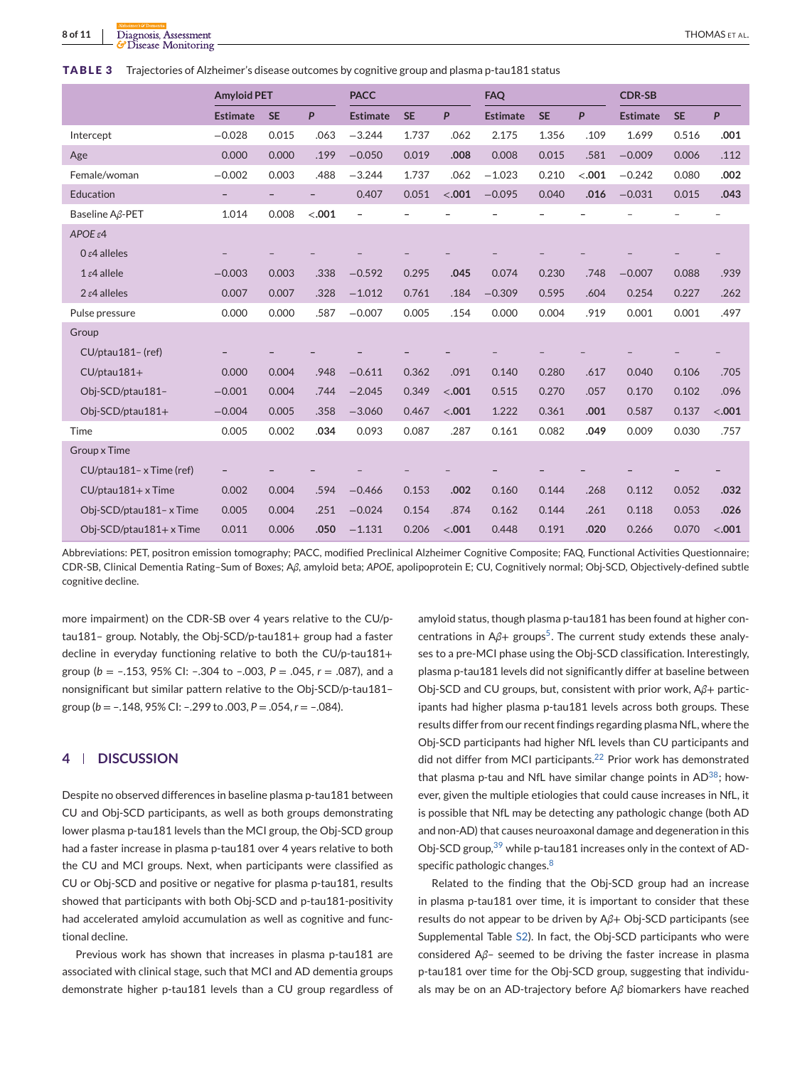**TABLE 3** Trajectories of Alzheimer's disease outcomes by cognitive group and plasma p-tau181 status

| | Amyloid PET | | | PACC | | | FAQ | | | CDR-SB | | |
|---|---|---|---|---|---|---|---|---|---|---|---|---|
| | Estimate | SE | P | Estimate | SE | P | Estimate | SE | P | Estimate | SE | P |
| Intercept | −0.028 | 0.015 | .063 | −3.244 | 1.737 | .062 | 2.175 | 1.356 | .109 | 1.699 | 0.516 | **.001** |
| Age | 0.000 | 0.000 | .199 | −0.050 | 0.019 | **.008** | 0.008 | 0.015 | .581 | −0.009 | 0.006 | .112 |
| Female/woman | −0.002 | 0.003 | .488 | −3.244 | 1.737 | .062 | −1.023 | 0.210 | **<.001** | −0.242 | 0.080 | **.002** |
| Education | – | – | – | 0.407 | 0.051 | **<.001** | −0.095 | 0.040 | **.016** | −0.031 | 0.015 | **.043** |
| Baseline Aβ-PET | 1.014 | 0.008 | **<.001** | – | – | – | – | – | – | – | – | – |
| *APOE* ε4 | | | | | | | | | | | | |
| 0 ε4 alleles | – | – | – | – | – | – | – | – | – | – | – | – |
| 1 ε4 allele | −0.003 | 0.003 | .338 | −0.592 | 0.295 | **.045** | 0.074 | 0.230 | .748 | −0.007 | 0.088 | .939 |
| 2 ε4 alleles | 0.007 | 0.007 | .328 | −1.012 | 0.761 | .184 | −0.309 | 0.595 | .604 | 0.254 | 0.227 | .262 |
| Pulse pressure | 0.000 | 0.000 | .587 | −0.007 | 0.005 | .154 | 0.000 | 0.004 | .919 | 0.001 | 0.001 | .497 |
| Group | | | | | | | | | | | | |
| CU/ptau181– (ref) | – | – | – | – | – | – | – | – | – | – | – | – |
| CU/ptau181+ | 0.000 | 0.004 | .948 | −0.611 | 0.362 | .091 | 0.140 | 0.280 | .617 | 0.040 | 0.106 | .705 |
| Obj-SCD/ptau181– | −0.001 | 0.004 | .744 | −2.045 | 0.349 | **<.001** | 0.515 | 0.270 | .057 | 0.170 | 0.102 | .096 |
| Obj-SCD/ptau181+ | −0.004 | 0.005 | .358 | −3.060 | 0.467 | **<.001** | 1.222 | 0.361 | **.001** | 0.587 | 0.137 | **<.001** |
| Time | 0.005 | 0.002 | **.034** | 0.093 | 0.087 | .287 | 0.161 | 0.082 | **.049** | 0.009 | 0.030 | .757 |
| Group x Time | | | | | | | | | | | | |
| CU/ptau181– x Time (ref) | – | – | – | – | – | – | – | – | – | – | – | – |
| CU/ptau181+ x Time | 0.002 | 0.004 | .594 | −0.466 | 0.153 | **.002** | 0.160 | 0.144 | .268 | 0.112 | 0.052 | **.032** |
| Obj-SCD/ptau181– x Time | 0.005 | 0.004 | .251 | −0.024 | 0.154 | .874 | 0.162 | 0.144 | .261 | 0.118 | 0.053 | **.026** |
| Obj-SCD/ptau181+ x Time | 0.011 | 0.006 | **.050** | −1.131 | 0.206 | **<.001** | 0.448 | 0.191 | **.020** | 0.266 | 0.070 | **<.001** |

Abbreviations: PET, positron emission tomography; PACC, modified Preclinical Alzheimer Cognitive Composite; FAQ, Functional Activities Questionnaire; CDR-SB, Clinical Dementia Rating–Sum of Boxes; Aβ, amyloid beta; *APOE*, apolipoprotein E; CU, Cognitively normal; Obj-SCD, Objectively-defined subtle cognitive decline.

more impairment) on the CDR-SB over 4 years relative to the CU/p-tau181– group. Notably, the Obj-SCD/p-tau181+ group had a faster decline in everyday functioning relative to both the CU/p-tau181+ group ($b = -.153$, 95% CI: –.304 to –.003, $P = .045$, $r = .087$), and a nonsignificant but similar pattern relative to the Obj-SCD/p-tau181– group ($b = -.148$, 95% CI: –.299 to .003, $P = .054$, $r = -.084$).

## 4 | DISCUSSION

Despite no observed differences in baseline plasma p-tau181 between CU and Obj-SCD participants, as well as both groups demonstrating lower plasma p-tau181 levels than the MCI group, the Obj-SCD group had a faster increase in plasma p-tau181 over 4 years relative to both the CU and MCI groups. Next, when participants were classified as CU or Obj-SCD and positive or negative for plasma p-tau181, results showed that participants with both Obj-SCD and p-tau181-positivity had accelerated amyloid accumulation as well as cognitive and functional decline.

Previous work has shown that increases in plasma p-tau181 are associated with clinical stage, such that MCI and AD dementia groups demonstrate higher p-tau181 levels than a CU group regardless of amyloid status, though plasma p-tau181 has been found at higher concentrations in Aβ+ groups[5]. The current study extends these analyses to a pre-MCI phase using the Obj-SCD classification. Interestingly, plasma p-tau181 levels did not significantly differ at baseline between Obj-SCD and CU groups, but, consistent with prior work, Aβ+ participants had higher plasma p-tau181 levels across both groups. These results differ from our recent findings regarding plasma NfL, where the Obj-SCD participants had higher NfL levels than CU participants and did not differ from MCI participants.[22] Prior work has demonstrated that plasma p-tau and NfL have similar change points in AD[38]; however, given the multiple etiologies that could cause increases in NfL, it is possible that NfL may be detecting any pathologic change (both AD and non-AD) that causes neuroaxonal damage and degeneration in this Obj-SCD group,[39] while p-tau181 increases only in the context of AD-specific pathologic changes.[8]

Related to the finding that the Obj-SCD group had an increase in plasma p-tau181 over time, it is important to consider that these results do not appear to be driven by Aβ+ Obj-SCD participants (see Supplemental Table S2). In fact, the Obj-SCD participants who were considered Aβ– seemed to be driving the faster increase in plasma p-tau181 over time for the Obj-SCD group, suggesting that individuals may be on an AD-trajectory before Aβ biomarkers have reached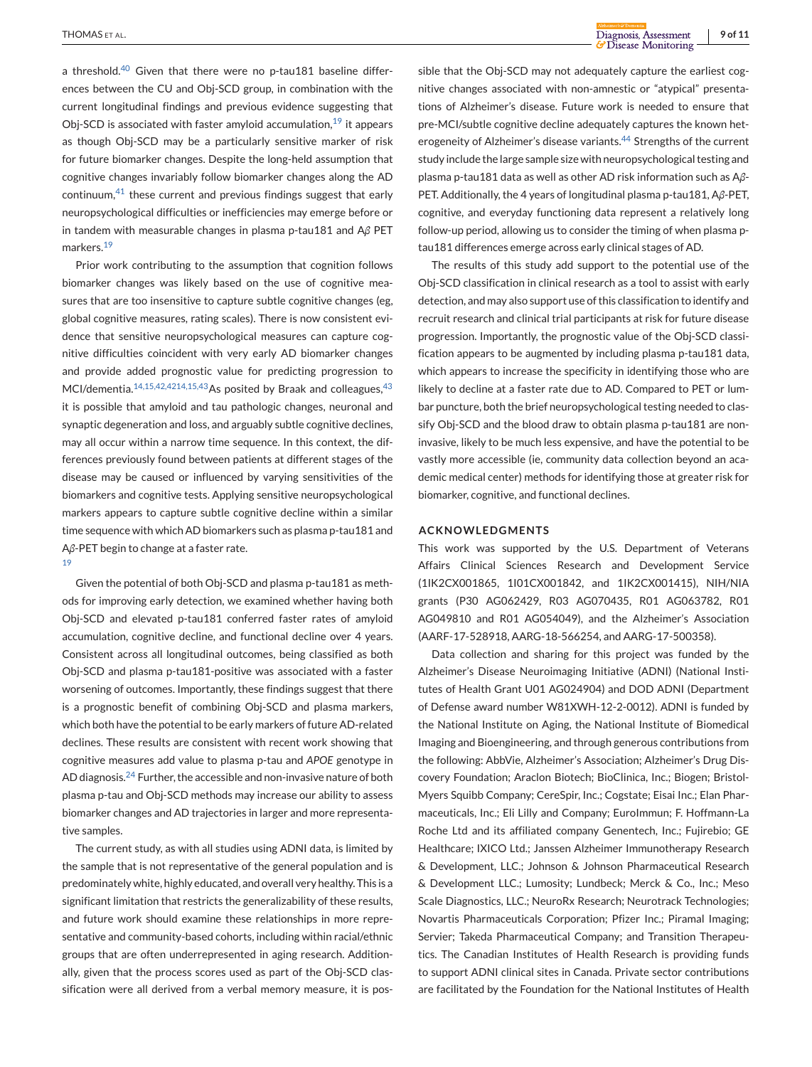a threshold.[40] Given that there were no p-tau181 baseline differences between the CU and Obj-SCD group, in combination with the current longitudinal findings and previous evidence suggesting that Obj-SCD is associated with faster amyloid accumulation,[19] it appears as though Obj-SCD may be a particularly sensitive marker of risk for future biomarker changes. Despite the long-held assumption that cognitive changes invariably follow biomarker changes along the AD continuum,[41] these current and previous findings suggest that early neuropsychological difficulties or inefficiencies may emerge before or in tandem with measurable changes in plasma p-tau181 and A$\beta$ PET markers.[19]

Prior work contributing to the assumption that cognition follows biomarker changes was likely based on the use of cognitive measures that are too insensitive to capture subtle cognitive changes (eg, global cognitive measures, rating scales). There is now consistent evidence that sensitive neuropsychological measures can capture cognitive difficulties coincident with very early AD biomarker changes and provide added prognostic value for predicting progression to MCI/dementia.[14,15,42,4214,15,43] As posited by Braak and colleagues,[43] it is possible that amyloid and tau pathologic changes, neuronal and synaptic degeneration and loss, and arguably subtle cognitive declines, may all occur within a narrow time sequence. In this context, the differences previously found between patients at different stages of the disease may be caused or influenced by varying sensitivities of the biomarkers and cognitive tests. Applying sensitive neuropsychological markers appears to capture subtle cognitive decline within a similar time sequence with which AD biomarkers such as plasma p-tau181 and A$\beta$-PET begin to change at a faster rate.[19]

Given the potential of both Obj-SCD and plasma p-tau181 as methods for improving early detection, we examined whether having both Obj-SCD and elevated p-tau181 conferred faster rates of amyloid accumulation, cognitive decline, and functional decline over 4 years. Consistent across all longitudinal outcomes, being classified as both Obj-SCD and plasma p-tau181-positive was associated with a faster worsening of outcomes. Importantly, these findings suggest that there is a prognostic benefit of combining Obj-SCD and plasma markers, which both have the potential to be early markers of future AD-related declines. These results are consistent with recent work showing that cognitive measures add value to plasma p-tau and *APOE* genotype in AD diagnosis.[24] Further, the accessible and non-invasive nature of both plasma p-tau and Obj-SCD methods may increase our ability to assess biomarker changes and AD trajectories in larger and more representative samples.

The current study, as with all studies using ADNI data, is limited by the sample that is not representative of the general population and is predominately white, highly educated, and overall very healthy. This is a significant limitation that restricts the generalizability of these results, and future work should examine these relationships in more representative and community-based cohorts, including within racial/ethnic groups that are often underrepresented in aging research. Additionally, given that the process scores used as part of the Obj-SCD classification were all derived from a verbal memory measure, it is possible that the Obj-SCD may not adequately capture the earliest cognitive changes associated with non-amnestic or "atypical" presentations of Alzheimer's disease. Future work is needed to ensure that pre-MCI/subtle cognitive decline adequately captures the known heterogeneity of Alzheimer's disease variants.[44] Strengths of the current study include the large sample size with neuropsychological testing and plasma p-tau181 data as well as other AD risk information such as A$\beta$-PET. Additionally, the 4 years of longitudinal plasma p-tau181, A$\beta$-PET, cognitive, and everyday functioning data represent a relatively long follow-up period, allowing us to consider the timing of when plasma p-tau181 differences emerge across early clinical stages of AD.

The results of this study add support to the potential use of the Obj-SCD classification in clinical research as a tool to assist with early detection, and may also support use of this classification to identify and recruit research and clinical trial participants at risk for future disease progression. Importantly, the prognostic value of the Obj-SCD classification appears to be augmented by including plasma p-tau181 data, which appears to increase the specificity in identifying those who are likely to decline at a faster rate due to AD. Compared to PET or lumbar puncture, both the brief neuropsychological testing needed to classify Obj-SCD and the blood draw to obtain plasma p-tau181 are non-invasive, likely to be much less expensive, and have the potential to be vastly more accessible (ie, community data collection beyond an academic medical center) methods for identifying those at greater risk for biomarker, cognitive, and functional declines.

## ACKNOWLEDGMENTS

This work was supported by the U.S. Department of Veterans Affairs Clinical Sciences Research and Development Service (1IK2CX001865, 1I01CX001842, and 1IK2CX001415), NIH/NIA grants (P30 AG062429, R03 AG070435, R01 AG063782, R01 AG049810 and R01 AG054049), and the Alzheimer's Association (AARF-17-528918, AARG-18-566254, and AARG-17-500358).

Data collection and sharing for this project was funded by the Alzheimer's Disease Neuroimaging Initiative (ADNI) (National Institutes of Health Grant U01 AG024904) and DOD ADNI (Department of Defense award number W81XWH-12-2-0012). ADNI is funded by the National Institute on Aging, the National Institute of Biomedical Imaging and Bioengineering, and through generous contributions from the following: AbbVie, Alzheimer's Association; Alzheimer's Drug Discovery Foundation; Araclon Biotech; BioClinica, Inc.; Biogen; Bristol-Myers Squibb Company; CereSpir, Inc.; Cogstate; Eisai Inc.; Elan Pharmaceuticals, Inc.; Eli Lilly and Company; EuroImmun; F. Hoffmann-La Roche Ltd and its affiliated company Genentech, Inc.; Fujirebio; GE Healthcare; IXICO Ltd.; Janssen Alzheimer Immunotherapy Research & Development, LLC.; Johnson & Johnson Pharmaceutical Research & Development LLC.; Lumosity; Lundbeck; Merck & Co., Inc.; Meso Scale Diagnostics, LLC.; NeuroRx Research; Neurotrack Technologies; Novartis Pharmaceuticals Corporation; Pfizer Inc.; Piramal Imaging; Servier; Takeda Pharmaceutical Company; and Transition Therapeutics. The Canadian Institutes of Health Research is providing funds to support ADNI clinical sites in Canada. Private sector contributions are facilitated by the Foundation for the National Institutes of Health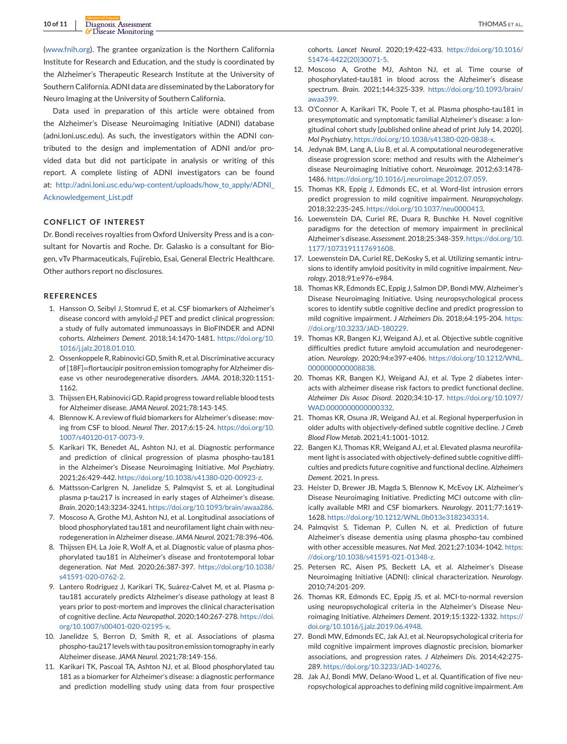(www.fnih.org). The grantee organization is the Northern California Institute for Research and Education, and the study is coordinated by the Alzheimer's Therapeutic Research Institute at the University of Southern California. ADNI data are disseminated by the Laboratory for Neuro Imaging at the University of Southern California.

Data used in preparation of this article were obtained from the Alzheimer's Disease Neuroimaging Initiative (ADNI) database (adni.loni.usc.edu). As such, the investigators within the ADNI contributed to the design and implementation of ADNI and/or provided data but did not participate in analysis or writing of this report. A complete listing of ADNI investigators can be found at: http://adni.loni.usc.edu/wp-content/uploads/how_to_apply/ADNI_Acknowledgement_List.pdf

## CONFLICT OF INTEREST

Dr. Bondi receives royalties from Oxford University Press and is a consultant for Novartis and Roche. Dr. Galasko is a consultant for Biogen, vTv Pharmaceuticals, Fujirebio, Esai, General Electric Healthcare. Other authors report no disclosures.

## REFERENCES

1. Hansson O, Seibyl J, Stomrud E, et al. CSF biomarkers of Alzheimer's disease concord with amyloid-$\beta$ PET and predict clinical progression: a study of fully automated immunoassays in BioFINDER and ADNI cohorts. *Alzheimers Dement*. 2018;14:1470-1481. https://doi.org/10.1016/j.jalz.2018.01.010.
2. Ossenkoppele R, Rabinovici GD, Smith R, et al. Discriminative accuracy of [18F]=flortaucipir positron emission tomography for Alzheimer disease vs other neurodegenerative disorders. *JAMA*. 2018;320:1151-1162.
3. Thijssen EH, Rabinovici GD. Rapid progress toward reliable blood tests for Alzheimer disease. *JAMA Neurol*. 2021;78:143-145.
4. Blennow K. A review of fluid biomarkers for Alzheimer's disease: moving from CSF to blood. *Neurol Ther*. 2017;6:15-24. https://doi.org/10.1007/s40120-017-0073-9.
5. Karikari TK, Benedet AL, Ashton NJ, et al. Diagnostic performance and prediction of clinical progression of plasma phospho-tau181 in the Alzheimer's Disease Neuroimaging Initiative. *Mol Psychiatry*. 2021;26:429-442. https://doi.org/10.1038/s41380-020-00923-z.
6. Mattsson-Carlgren N, Janelidze S, Palmqvist S, et al. Longitudinal plasma p-tau217 is increased in early stages of Alzheimer's disease. *Brain*. 2020;143:3234-3241. https://doi.org/10.1093/brain/awaa286.
7. Moscoso A, Grothe MJ, Ashton NJ, et al. Longitudinal associations of blood phosphorylated tau181 and neurofilament light chain with neurodegeneration in Alzheimer disease. *JAMA Neurol*. 2021;78:396-406.
8. Thijssen EH, La Joie R, Wolf A, et al. Diagnostic value of plasma phosphorylated tau181 in Alzheimer's disease and frontotemporal lobar degeneration. *Nat Med*. 2020;26:387-397. https://doi.org/10.1038/s41591-020-0762-2.
9. Lantero Rodriguez J, Karikari TK, Suárez-Calvet M, et al. Plasma p-tau181 accurately predicts Alzheimer's disease pathology at least 8 years prior to post-mortem and improves the clinical characterisation of cognitive decline. *Acta Neuropathol*. 2020;140:267-278. https://doi.org/10.1007/s00401-020-02195-x.
10. Janelidze S, Berron D, Smith R, et al. Associations of plasma phospho-tau217 levels with tau positron emission tomography in early Alzheimer disease. *JAMA Neurol*. 2021;78:149-156.
11. Karikari TK, Pascoal TA, Ashton NJ, et al. Blood phosphorylated tau 181 as a biomarker for Alzheimer's disease: a diagnostic performance and prediction modelling study using data from four prospective cohorts. *Lancet Neurol*. 2020;19:422-433. https://doi.org/10.1016/S1474-4422(20)30071-5.
12. Moscoso A, Grothe MJ, Ashton NJ, et al. Time course of phosphorylated-tau181 in blood across the Alzheimer's disease spectrum. *Brain*. 2021;144:325-339. https://doi.org/10.1093/brain/awaa399.
13. O'Connor A, Karikari TK, Poole T, et al. Plasma phospho-tau181 in presymptomatic and symptomatic familial Alzheimer's disease: a longitudinal cohort study [published online ahead of print July 14, 2020]. *Mol Psychiatry*. https://doi.org/10.1038/s41380-020-0838-x.
14. Jedynak BM, Lang A, Liu B, et al. A computational neurodegenerative disease progression score: method and results with the Alzheimer's disease Neuroimaging Initiative cohort. *Neuroimage*. 2012;63:1478-1486. https://doi.org/10.1016/j.neuroimage.2012.07.059.
15. Thomas KR, Eppig J, Edmonds EC, et al. Word-list intrusion errors predict progression to mild cognitive impairment. *Neuropsychology*. 2018;32:235-245. https://doi.org/10.1037/neu0000413.
16. Loewenstein DA, Curiel RE, Duara R, Buschke H. Novel cognitive paradigms for the detection of memory impairment in preclinical Alzheimer's disease. *Assessment*. 2018;25:348-359. https://doi.org/10.1177/1073191117691608.
17. Loewenstein DA, Curiel RE, DeKosky S, et al. Utilizing semantic intrusions to identify amyloid positivity in mild cognitive impairment. *Neurology*. 2018;91:e976-e984.
18. Thomas KR, Edmonds EC, Eppig J, Salmon DP, Bondi MW, Alzheimer's Disease Neuroimaging Initiative. Using neuropsychological process scores to identify subtle cognitive decline and predict progression to mild cognitive impairment. *J Alzheimers Dis*. 2018;64:195-204. https://doi.org/10.3233/JAD-180229.
19. Thomas KR, Bangen KJ, Weigand AJ, et al. Objective subtle cognitive difficulties predict future amyloid accumulation and neurodegeneration. *Neurology*. 2020;94:e397-e406. https://doi.org/10.1212/WNL.0000000000008838.
20. Thomas KR, Bangen KJ, Weigand AJ, et al. Type 2 diabetes interacts with alzheimer disease risk factors to predict functional decline. *Alzheimer Dis Assoc Disord*. 2020;34:10-17. https://doi.org/10.1097/WAD.0000000000000332.
21. Thomas KR, Osuna JR, Weigand AJ, et al. Regional hyperperfusion in older adults with objectively-defined subtle cognitive decline. *J Cereb Blood Flow Metab*. 2021;41:1001-1012.
22. Bangen KJ, Thomas KR, Weigand AJ, et al. Elevated plasma neurofilament light is associated with objectively-defined subtle cognitive difficulties and predicts future cognitive and functional decline. *Alzheimers Dement*. 2021. In press.
23. Heister D, Brewer JB, Magda S, Blennow K, McEvoy LK. Alzheimer's Disease Neuroimaging Initiative. Predicting MCI outcome with clinically available MRI and CSF biomarkers. *Neurology*. 2011;77:1619-1628. https://doi.org/10.1212/WNL.0b013e3182343314.
24. Palmqvist S, Tideman P, Cullen N, et al. Prediction of future Alzheimer's disease dementia using plasma phospho-tau combined with other accessible measures. *Nat Med*. 2021;27:1034-1042. https://doi.org/10.1038/s41591-021-01348-z.
25. Petersen RC, Aisen PS, Beckett LA, et al. Alzheimer's Disease Neuroimaging Initiative (ADNI): clinical characterization. *Neurology*. 2010;74:201-209.
26. Thomas KR, Edmonds EC, Eppig JS, et al. MCI-to-normal reversion using neuropsychological criteria in the Alzheimer's Disease Neuroimaging Initiative. *Alzheimers Dement*. 2019;15:1322-1332. https://doi.org/10.1016/j.jalz.2019.06.4948.
27. Bondi MW, Edmonds EC, Jak AJ, et al. Neuropsychological criteria for mild cognitive impairment improves diagnostic precision, biomarker associations, and progression rates. *J Alzheimers Dis*. 2014;42:275-289. https://doi.org/10.3233/JAD-140276.
28. Jak AJ, Bondi MW, Delano-Wood L, et al. Quantification of five neuropsychological approaches to defining mild cognitive impairment. *Am*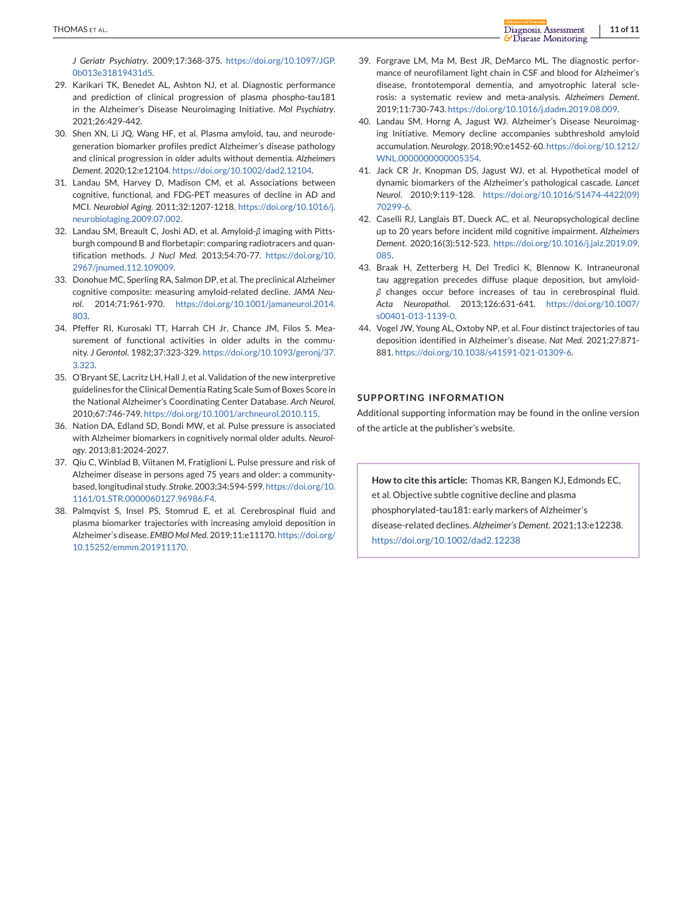*J Geriatr Psychiatry*. 2009;17:368-375. https://doi.org/10.1097/JGP.0b013e31819431d5.

29. Karikari TK, Benedet AL, Ashton NJ, et al. Diagnostic performance and prediction of clinical progression of plasma phospho-tau181 in the Alzheimer's Disease Neuroimaging Initiative. *Mol Psychiatry*. 2021;26:429-442.
30. Shen XN, Li JQ, Wang HF, et al. Plasma amyloid, tau, and neurodegeneration biomarker profiles predict Alzheimer's disease pathology and clinical progression in older adults without dementia. *Alzheimers Dement*. 2020;12:e12104. https://doi.org/10.1002/dad2.12104.
31. Landau SM, Harvey D, Madison CM, et al. Associations between cognitive, functional, and FDG-PET measures of decline in AD and MCI. *Neurobiol Aging*. 2011;32:1207-1218. https://doi.org/10.1016/j.neurobiolaging.2009.07.002.
32. Landau SM, Breault C, Joshi AD, et al. Amyloid-$\beta$ imaging with Pittsburgh compound B and florbetapir: comparing radiotracers and quantification methods. *J Nucl Med*. 2013;54:70-77. https://doi.org/10.2967/jnumed.112.109009.
33. Donohue MC, Sperling RA, Salmon DP, et al. The preclinical Alzheimer cognitive composite: measuring amyloid-related decline. *JAMA Neurol*. 2014;71:961-970. https://doi.org/10.1001/jamaneurol.2014.803.
34. Pfeffer RI, Kurosaki TT, Harrah CH Jr, Chance JM, Filos S. Measurement of functional activities in older adults in the community. *J Gerontol*. 1982;37:323-329. https://doi.org/10.1093/geronj/37.3.323.
35. O'Bryant SE, Lacritz LH, Hall J, et al. Validation of the new interpretive guidelines for the Clinical Dementia Rating Scale Sum of Boxes Score in the National Alzheimer's Coordinating Center Database. *Arch Neurol*. 2010;67:746-749. https://doi.org/10.1001/archneurol.2010.115.
36. Nation DA, Edland SD, Bondi MW, et al. Pulse pressure is associated with Alzheimer biomarkers in cognitively normal older adults. *Neurology*. 2013;81:2024-2027.
37. Qiu C, Winblad B, Viitanen M, Fratiglioni L. Pulse pressure and risk of Alzheimer disease in persons aged 75 years and older: a community-based, longitudinal study. *Stroke*. 2003;34:594-599. https://doi.org/10.1161/01.STR.0000060127.96986.F4.
38. Palmqvist S, Insel PS, Stomrud E, et al. Cerebrospinal fluid and plasma biomarker trajectories with increasing amyloid deposition in Alzheimer's disease. *EMBO Mol Med*. 2019;11:e11170. https://doi.org/10.15252/emmm.201911170.
39. Forgrave LM, Ma M, Best JR, DeMarco ML. The diagnostic performance of neurofilament light chain in CSF and blood for Alzheimer's disease, frontotemporal dementia, and amyotrophic lateral sclerosis: a systematic review and meta-analysis. *Alzheimers Dement*. 2019;11:730-743. https://doi.org/10.1016/j.dadm.2019.08.009.
40. Landau SM, Horng A, Jagust WJ. Alzheimer's Disease Neuroimaging Initiative. Memory decline accompanies subthreshold amyloid accumulation. *Neurology*. 2018;90:e1452-60. https://doi.org/10.1212/WNL.0000000000005354.
41. Jack CR Jr, Knopman DS, Jagust WJ, et al. Hypothetical model of dynamic biomarkers of the Alzheimer's pathological cascade. *Lancet Neurol*. 2010;9:119-128. https://doi.org/10.1016/S1474-4422(09)70299-6.
42. Caselli RJ, Langlais BT, Dueck AC, et al. Neuropsychological decline up to 20 years before incident mild cognitive impairment. *Alzheimers Dement*. 2020;16(3):512-523. https://doi.org/10.1016/j.jalz.2019.09.085.
43. Braak H, Zetterberg H, Del Tredici K, Blennow K. Intraneuronal tau aggregation precedes diffuse plaque deposition, but amyloid-$\beta$ changes occur before increases of tau in cerebrospinal fluid. *Acta Neuropathol*. 2013;126:631-641. https://doi.org/10.1007/s00401-013-1139-0.
44. Vogel JW, Young AL, Oxtoby NP, et al. Four distinct trajectories of tau deposition identified in Alzheimer's disease. *Nat Med*. 2021;27:871-881. https://doi.org/10.1038/s41591-021-01309-6.

## SUPPORTING INFORMATION

Additional supporting information may be found in the online version of the article at the publisher's website.

**How to cite this article:** Thomas KR, Bangen KJ, Edmonds EC, et al. Objective subtle cognitive decline and plasma phosphorylated-tau181: early markers of Alzheimer's disease-related declines. *Alzheimer's Dement*. 2021;13:e12238. https://doi.org/10.1002/dad2.12238